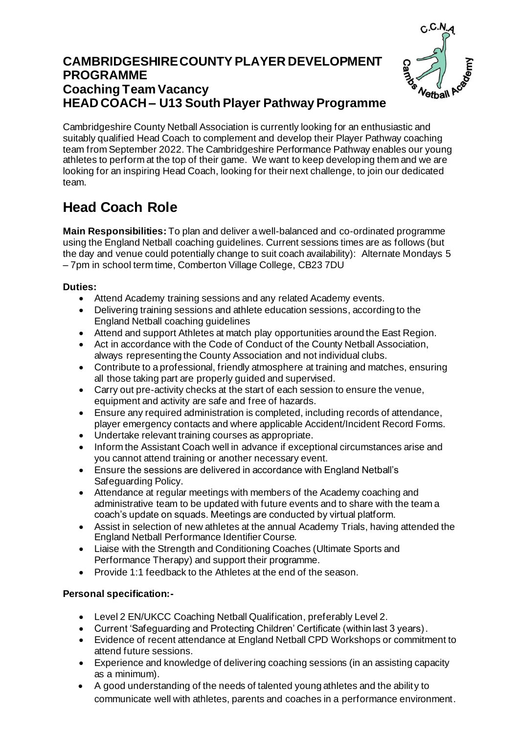# CAMBRIDGESHIRE COUNTY PLAYER DEVELOPMENT PROGRAMME

## Coaching Team Vacancy

## HEAD COACH – U13 South Player Pathway Programme

Cambridgeshire County Netball Association is currently looking for an enthusiastic and suitably qualified Head Coach to complement and develop their Player Pathway coaching team from September 2022. The Cambridgeshire Performance Pathway enables our young athletes to perform at the top of their game. We want to keep developing them and we are looking for an inspiring Head Coach, looking for their next challenge, to join our dedicated team.

# Head Coach Role

**Main Responsibilities:** To plan and deliver a well-balanced and co-ordinated programme using the England Netball coaching guidelines. Current sessions times are as follows (but the day and venue could potentially change to suit coach availability): Alternate Mondays 5 – 7pm in school term time, Comberton Village College, CB23 7DU

**Duties:**

- Attend Academy training sessions and any related Academy events.
- Delivering training sessions and athlete education sessions, according to the England Netball coaching guidelines
- Attend and support Athletes at match play opportunities around the East Region.
- Act in accordance with the Code of Conduct of the County Netball Association, always representing the County Association and not individual clubs.
- Contribute to a professional, friendly atmosphere at training and matches, ensuring all those taking part are properly guided and supervised.
- Carry out pre-activity checks at the start of each session to ensure the venue, equipment and activity are safe and free of hazards.
- Ensure any required administration is completed, including records of attendance, player emergency contacts and where applicable Accident/Incident Record Forms.
- Undertake relevant training courses as appropriate.
- Inform the Assistant Coach well in advance if exceptional circumstances arise and you cannot attend training or another necessary event.
- Ensure the sessions are delivered in accordance with England Netball's Safeguarding Policy.
- Attendance at regular meetings with members of the Academy coaching and administrative team to be updated with future events and to share with the team a coach's update on squads. Meetings are conducted by virtual platform.
- Assist in selection of new athletes at the annual Academy Trials, having attended the England Netball Performance Identifier Course.
- Liaise with the Strength and Conditioning Coaches (Ultimate Sports and Performance Therapy) and support their programme.
- Provide 1:1 feedback to the Athletes at the end of the season.

**Personal specification:-**

- Level 2 EN/UKCC Coaching Netball Qualification, preferably Level 2.
- Current 'Safeguarding and Protecting Children' Certificate (within last 3 years).
- Evidence of recent attendance at England Netball CPD Workshops or commitment to attend future sessions.
- Experience and knowledge of delivering coaching sessions (in an assisting capacity as a minimum).
- A good understanding of the needs of talented young athletes and the ability to communicate well with athletes, parents and coaches in a performance environment.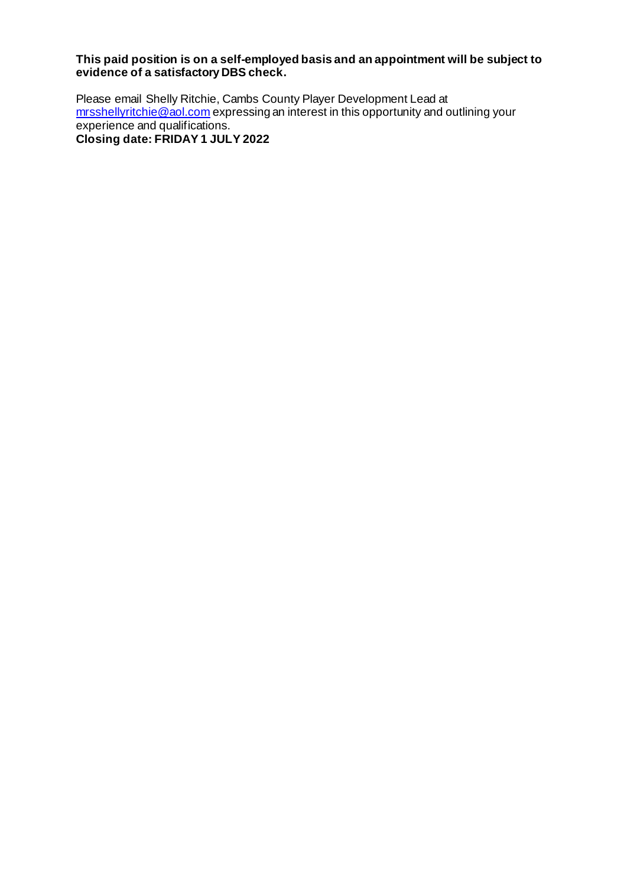**This paid position is on a self-employed basis and an appointment will be subject to evidence of a satisfactory DBS check.**

Please email Shelly Ritchie, Cambs County Player Development Lead at [mrsshellyritchie@aol.com](mailto:mrsshellyritchie@aol.com) expressing an interest in this opportunity and outlining your experience and qualifications.

**Closing date: FRIDAY 1 JULY 2022**